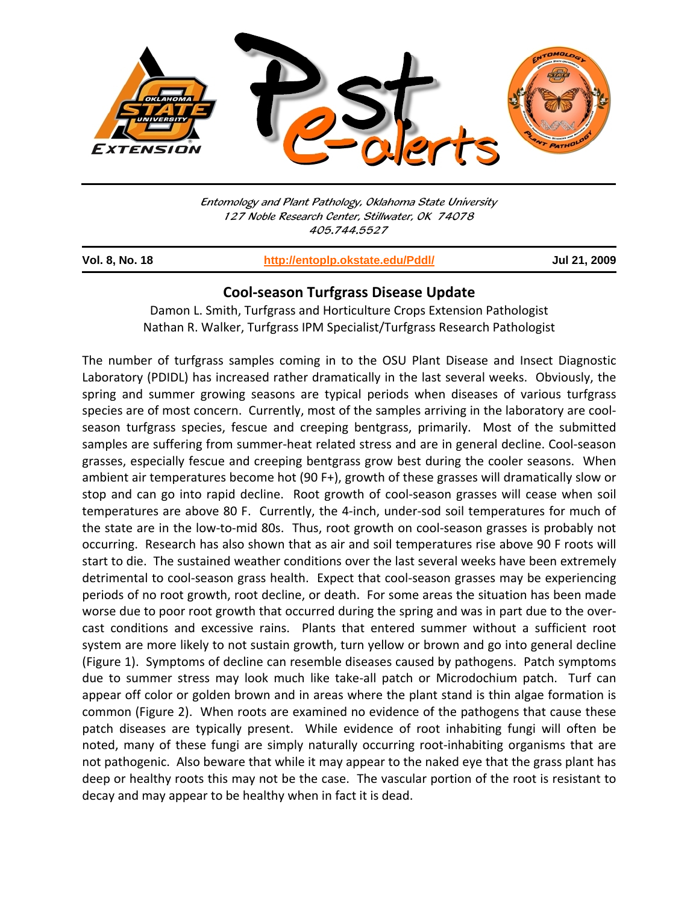# Pest e-alerts

*Entomology and Plant Pathology, Oklahoma State University*
*127 Noble Research Center, Stillwater, OK 74078*
*405.744.5527*

**Vol. 8, No. 18** | **http://entoplp.okstate.edu/Pddl/** | **Jul 21, 2009**

## Cool-season Turfgrass Disease Update

Damon L. Smith, Turfgrass and Horticulture Crops Extension Pathologist
Nathan R. Walker, Turfgrass IPM Specialist/Turfgrass Research Pathologist

The number of turfgrass samples coming in to the OSU Plant Disease and Insect Diagnostic Laboratory (PDIDL) has increased rather dramatically in the last several weeks. Obviously, the spring and summer growing seasons are typical periods when diseases of various turfgrass species are of most concern. Currently, most of the samples arriving in the laboratory are cool-season turfgrass species, fescue and creeping bentgrass, primarily. Most of the submitted samples are suffering from summer-heat related stress and are in general decline. Cool-season grasses, especially fescue and creeping bentgrass grow best during the cooler seasons. When ambient air temperatures become hot (90 F+), growth of these grasses will dramatically slow or stop and can go into rapid decline. Root growth of cool-season grasses will cease when soil temperatures are above 80 F. Currently, the 4-inch, under-sod soil temperatures for much of the state are in the low-to-mid 80s. Thus, root growth on cool-season grasses is probably not occurring. Research has also shown that as air and soil temperatures rise above 90 F roots will start to die. The sustained weather conditions over the last several weeks have been extremely detrimental to cool-season grass health. Expect that cool-season grasses may be experiencing periods of no root growth, root decline, or death. For some areas the situation has been made worse due to poor root growth that occurred during the spring and was in part due to the over-cast conditions and excessive rains. Plants that entered summer without a sufficient root system are more likely to not sustain growth, turn yellow or brown and go into general decline (Figure 1). Symptoms of decline can resemble diseases caused by pathogens. Patch symptoms due to summer stress may look much like take-all patch or Microdochium patch. Turf can appear off color or golden brown and in areas where the plant stand is thin algae formation is common (Figure 2). When roots are examined no evidence of the pathogens that cause these patch diseases are typically present. While evidence of root inhabiting fungi will often be noted, many of these fungi are simply naturally occurring root-inhabiting organisms that are not pathogenic. Also beware that while it may appear to the naked eye that the grass plant has deep or healthy roots this may not be the case. The vascular portion of the root is resistant to decay and may appear to be healthy when in fact it is dead.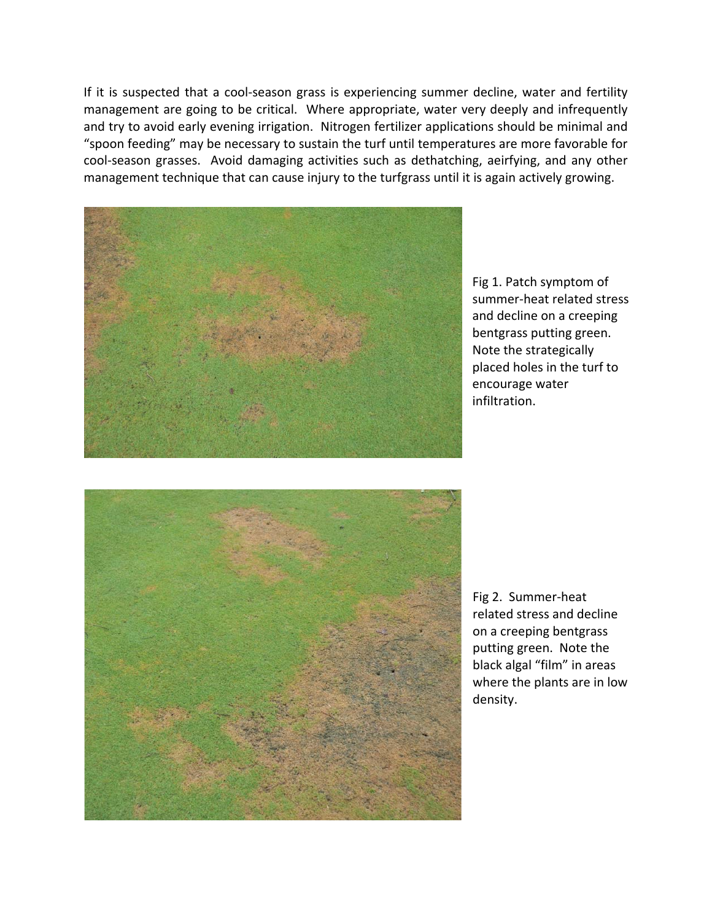If it is suspected that a cool-season grass is experiencing summer decline, water and fertility management are going to be critical. Where appropriate, water very deeply and infrequently and try to avoid early evening irrigation. Nitrogen fertilizer applications should be minimal and "spoon feeding" may be necessary to sustain the turf until temperatures are more favorable for cool-season grasses. Avoid damaging activities such as dethatching, aeirfying, and any other management technique that can cause injury to the turfgrass until it is again actively growing.

Fig 1. Patch symptom of summer-heat related stress and decline on a creeping bentgrass putting green. Note the strategically placed holes in the turf to encourage water infiltration.

Fig 2. Summer-heat related stress and decline on a creeping bentgrass putting green. Note the black algal "film" in areas where the plants are in low density.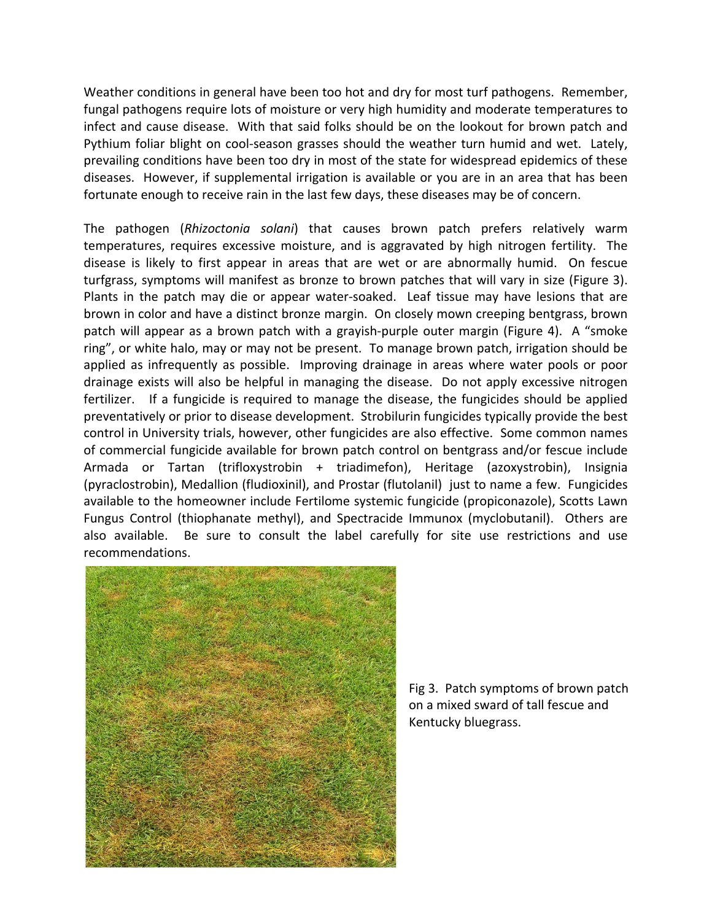Weather conditions in general have been too hot and dry for most turf pathogens. Remember, fungal pathogens require lots of moisture or very high humidity and moderate temperatures to infect and cause disease. With that said folks should be on the lookout for brown patch and Pythium foliar blight on cool-season grasses should the weather turn humid and wet. Lately, prevailing conditions have been too dry in most of the state for widespread epidemics of these diseases. However, if supplemental irrigation is available or you are in an area that has been fortunate enough to receive rain in the last few days, these diseases may be of concern.

The pathogen (*Rhizoctonia solani*) that causes brown patch prefers relatively warm temperatures, requires excessive moisture, and is aggravated by high nitrogen fertility. The disease is likely to first appear in areas that are wet or are abnormally humid. On fescue turfgrass, symptoms will manifest as bronze to brown patches that will vary in size (Figure 3). Plants in the patch may die or appear water-soaked. Leaf tissue may have lesions that are brown in color and have a distinct bronze margin. On closely mown creeping bentgrass, brown patch will appear as a brown patch with a grayish-purple outer margin (Figure 4). A "smoke ring", or white halo, may or may not be present. To manage brown patch, irrigation should be applied as infrequently as possible. Improving drainage in areas where water pools or poor drainage exists will also be helpful in managing the disease. Do not apply excessive nitrogen fertilizer. If a fungicide is required to manage the disease, the fungicides should be applied preventatively or prior to disease development. Strobilurin fungicides typically provide the best control in University trials, however, other fungicides are also effective. Some common names of commercial fungicide available for brown patch control on bentgrass and/or fescue include Armada or Tartan (trifloxystrobin + triadimefon), Heritage (azoxystrobin), Insignia (pyraclostrobin), Medallion (fludioxinil), and Prostar (flutolanil) just to name a few. Fungicides available to the homeowner include Fertilome systemic fungicide (propiconazole), Scotts Lawn Fungus Control (thiophanate methyl), and Spectracide Immunox (myclobutanil). Others are also available. Be sure to consult the label carefully for site use restrictions and use recommendations.

Fig 3. Patch symptoms of brown patch on a mixed sward of tall fescue and Kentucky bluegrass.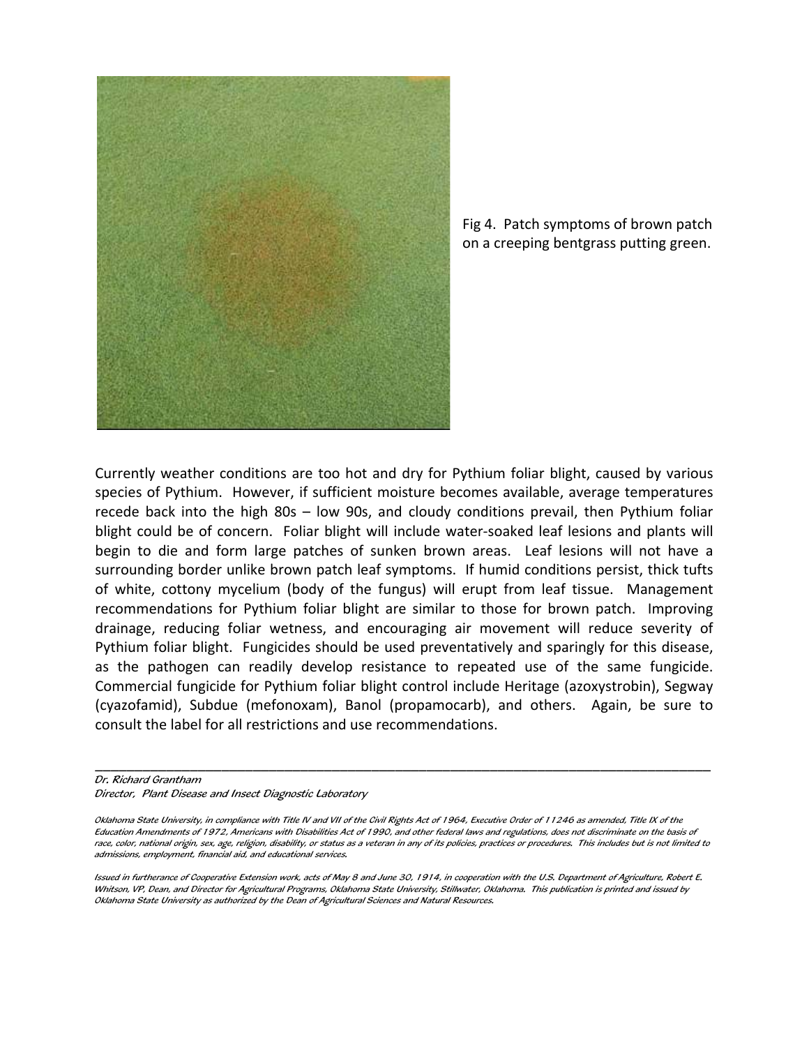Fig 4. Patch symptoms of brown patch on a creeping bentgrass putting green.

Currently weather conditions are too hot and dry for Pythium foliar blight, caused by various species of Pythium. However, if sufficient moisture becomes available, average temperatures recede back into the high 80s – low 90s, and cloudy conditions prevail, then Pythium foliar blight could be of concern. Foliar blight will include water-soaked leaf lesions and plants will begin to die and form large patches of sunken brown areas. Leaf lesions will not have a surrounding border unlike brown patch leaf symptoms. If humid conditions persist, thick tufts of white, cottony mycelium (body of the fungus) will erupt from leaf tissue. Management recommendations for Pythium foliar blight are similar to those for brown patch. Improving drainage, reducing foliar wetness, and encouraging air movement will reduce severity of Pythium foliar blight. Fungicides should be used preventatively and sparingly for this disease, as the pathogen can readily develop resistance to repeated use of the same fungicide. Commercial fungicide for Pythium foliar blight control include Heritage (azoxystrobin), Segway (cyazofamid), Subdue (mefonoxam), Banol (propamocarb), and others. Again, be sure to consult the label for all restrictions and use recommendations.

---

*Dr. Richard Grantham*
*Director, Plant Disease and Insect Diagnostic Laboratory*

*Oklahoma State University, in compliance with Title IV and VII of the Civil Rights Act of 1964, Executive Order of 11246 as amended, Title IX of the Education Amendments of 1972, Americans with Disabilities Act of 1990, and other federal laws and regulations, does not discriminate on the basis of race, color, national origin, sex, age, religion, disability, or status as a veteran in any of its policies, practices or procedures. This includes but is not limited to admissions, employment, financial aid, and educational services.*

*Issued in furtherance of Cooperative Extension work, acts of May 8 and June 30, 1914, in cooperation with the U.S. Department of Agriculture, Robert E. Whitson, VP, Dean, and Director for Agricultural Programs, Oklahoma State University, Stillwater, Oklahoma. This publication is printed and issued by Oklahoma State University as authorized by the Dean of Agricultural Sciences and Natural Resources.*